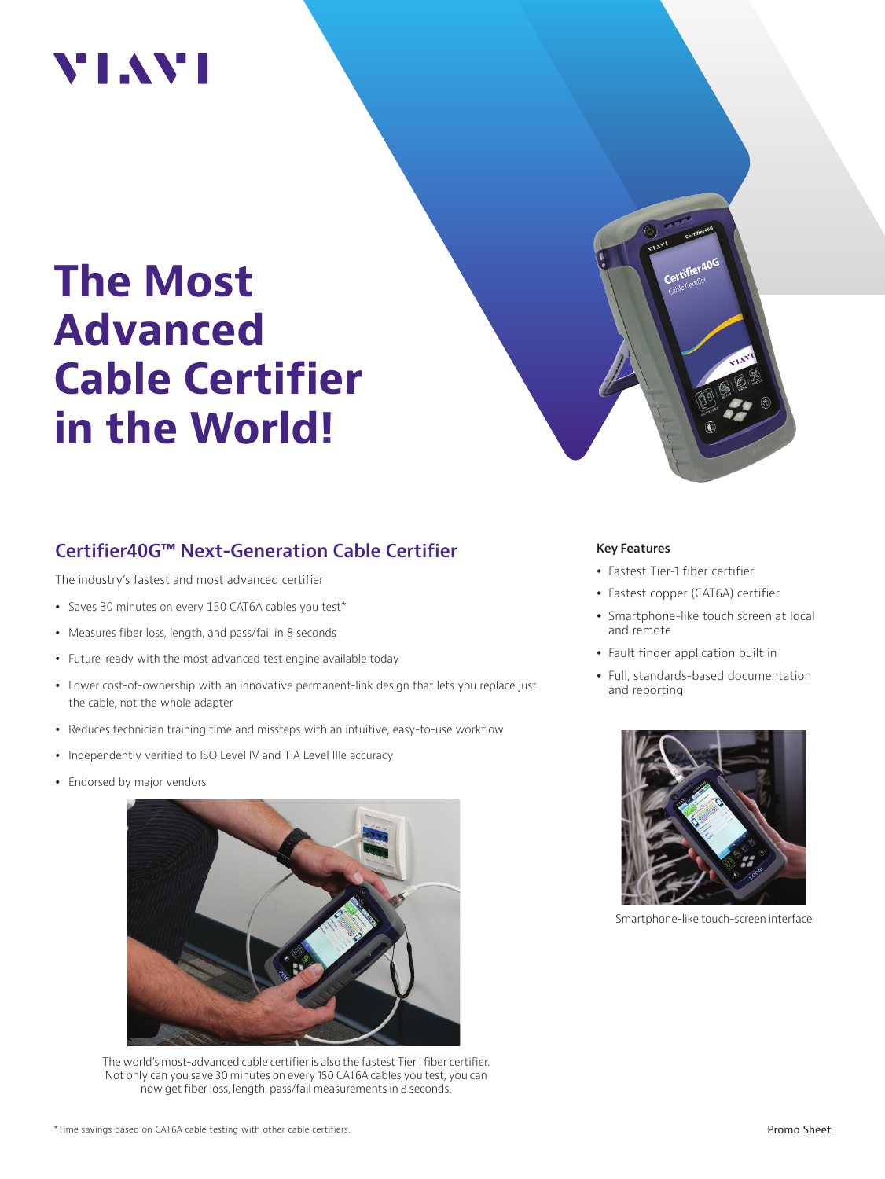VIAVI

# The Most Advanced Cable Certifier in the World!

## Certifier40G™ Next-Generation Cable Certifier

The industry's fastest and most advanced certifier

- Saves 30 minutes on every 150 CAT6A cables you test*
- Measures fiber loss, length, and pass/fail in 8 seconds
- Future-ready with the most advanced test engine available today
- Lower cost-of-ownership with an innovative permanent-link design that lets you replace just the cable, not the whole adapter
- Reduces technician training time and missteps with an intuitive, easy-to-use workflow
- Independently verified to ISO Level IV and TIA Level IIIe accuracy
- Endorsed by major vendors

The world's most-advanced cable certifier is also the fastest Tier I fiber certifier. Not only can you save 30 minutes on every 150 CAT6A cables you test, you can now get fiber loss, length, pass/fail measurements in 8 seconds.

### Key Features

- Fastest Tier-1 fiber certifier
- Fastest copper (CAT6A) certifier
- Smartphone-like touch screen at local and remote
- Fault finder application built in
- Full, standards-based documentation and reporting

Smartphone-like touch-screen interface

*Time savings based on CAT6A cable testing with other cable certifiers.

Promo Sheet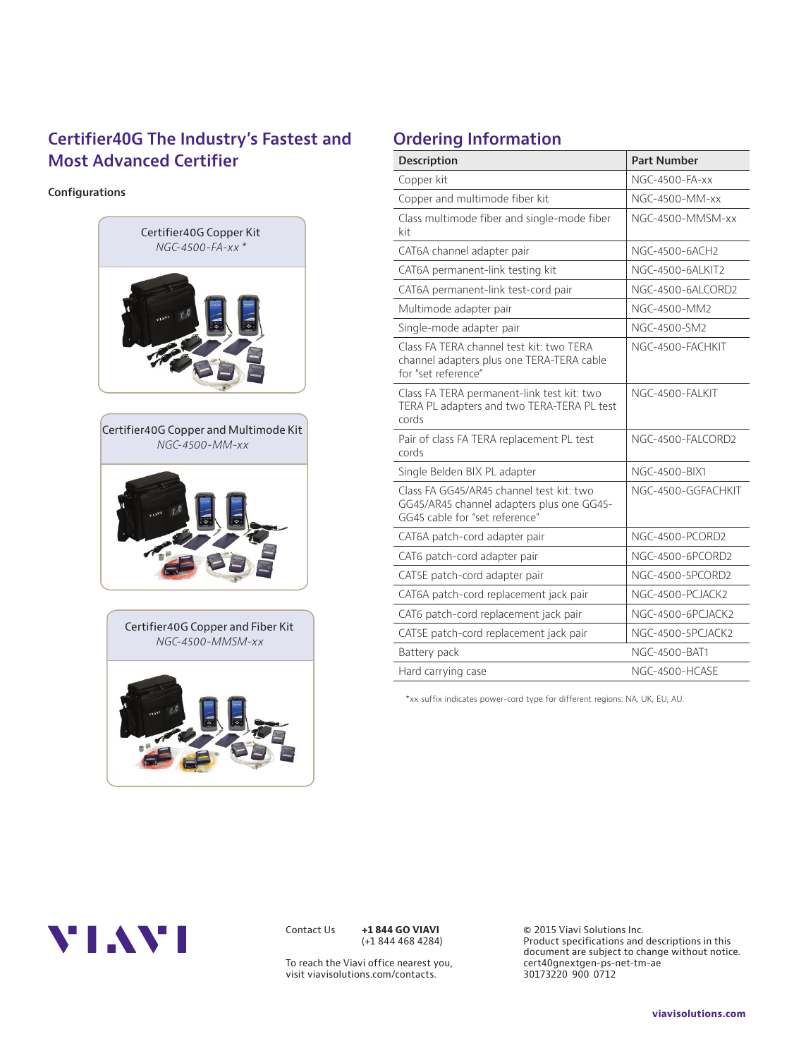## Certifier40G The Industry's Fastest and Most Advanced Certifier

**Configurations**

Certifier40G Copper Kit
*NGC-4500-FA-xx \**

Certifier40G Copper and Multimode Kit
*NGC-4500-MM-xx*

Certifier40G Copper and Fiber Kit
*NGC-4500-MMSM-xx*

## Ordering Information

| Description | Part Number |
|---|---|
| Copper kit | NGC-4500-FA-xx |
| Copper and multimode fiber kit | NGC-4500-MM-xx |
| Class multimode fiber and single-mode fiber kit | NGC-4500-MMSM-xx |
| CAT6A channel adapter pair | NGC-4500-6ACH2 |
| CAT6A permanent-link testing kit | NGC-4500-6ALKIT2 |
| CAT6A permanent-link test-cord pair | NGC-4500-6ALCORD2 |
| Multimode adapter pair | NGC-4500-MM2 |
| Single-mode adapter pair | NGC-4500-SM2 |
| Class FA TERA channel test kit: two TERA channel adapters plus one TERA-TERA cable for "set reference" | NGC-4500-FACHKIT |
| Class FA TERA permanent-link test kit: two TERA PL adapters and two TERA-TERA PL test cords | NGC-4500-FALKIT |
| Pair of class FA TERA replacement PL test cords | NGC-4500-FALCORD2 |
| Single Belden BIX PL adapter | NGC-4500-BIX1 |
| Class FA GG45/AR45 channel test kit: two GG45/AR45 channel adapters plus one GG45-GG45 cable for "set reference" | NGC-4500-GGFACHKIT |
| CAT6A patch-cord adapter pair | NGC-4500-PCORD2 |
| CAT6 patch-cord adapter pair | NGC-4500-6PCORD2 |
| CAT5E patch-cord adapter pair | NGC-4500-5PCORD2 |
| CAT6A patch-cord replacement jack pair | NGC-4500-PCJACK2 |
| CAT6 patch-cord replacement jack pair | NGC-4500-6PCJACK2 |
| CAT5E patch-cord replacement jack pair | NGC-4500-5PCJACK2 |
| Battery pack | NGC-4500-BAT1 |
| Hard carrying case | NGC-4500-HCASE |

\*xx suffix indicates power-cord type for different regions: NA, UK, EU, AU.

VIAVI

Contact Us **+1 844 GO VIAVI**
(+1 844 468 4284)

To reach the Viavi office nearest you, visit viavisolutions.com/contacts.

© 2015 Viavi Solutions Inc.
Product specifications and descriptions in this document are subject to change without notice.
cert40gnextgen-ps-net-tm-ae
30173220 900 0712

**viavisolutions.com**